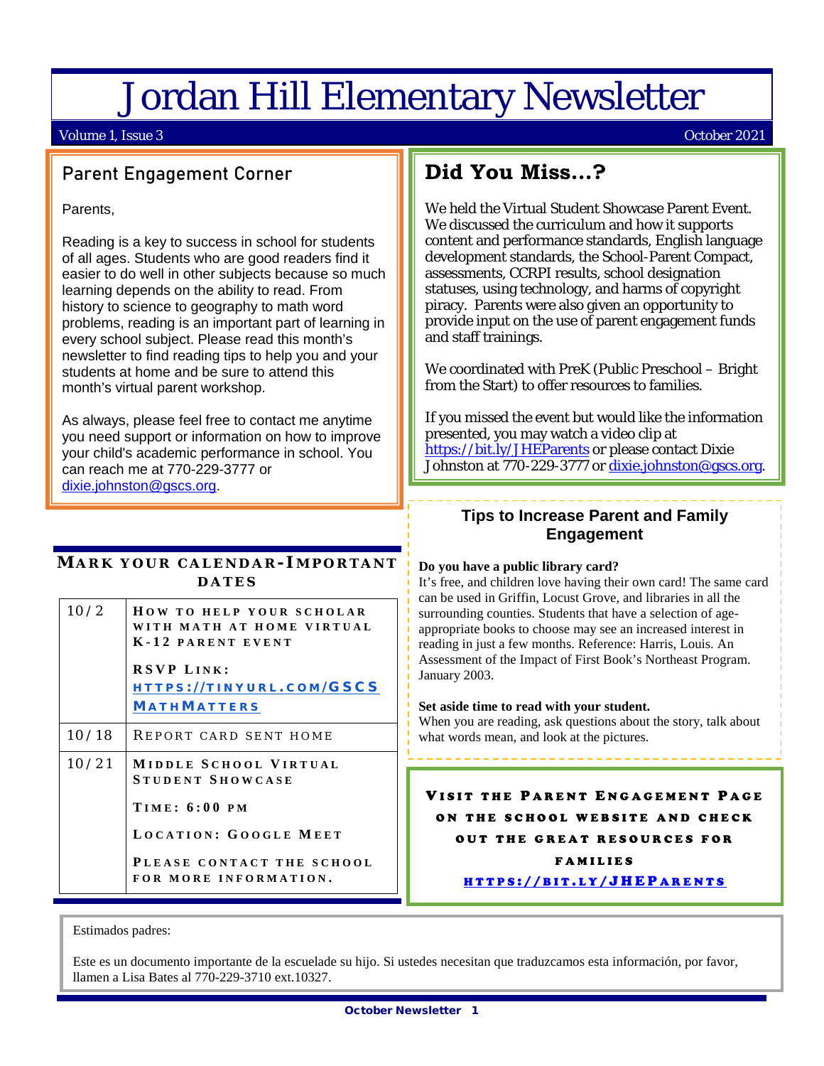# Jordan Hill Elementary Newsletter

Volume 1, Issue 3 — October 2021

## Parent Engagement Corner

Parents,

Reading is a key to success in school for students of all ages. Students who are good readers find it easier to do well in other subjects because so much learning depends on the ability to read. From history to science to geography to math word problems, reading is an important part of learning in every school subject. Please read this month's newsletter to find reading tips to help you and your students at home and be sure to attend this month's virtual parent workshop.

As always, please feel free to contact me anytime you need support or information on how to improve your child's academic performance in school. You can reach me at 770-229-3777 or dixie.johnston@gscs.org.

## Mark your calendar-Important Dates

| Date | Event |
|---|---|
| 10/2 | How to help your scholar with math at home Virtual K-12 Parent Event<br>RSVP Link: https://tinyurl.com/GSCSMathMatters |
| 10/18 | Report card sent home |
| 10/21 | Middle School Virtual Student Showcase<br>Time: 6:00 PM<br>Location: Google Meet<br>Please contact the school for more information. |

## Did You Miss…?

We held the Virtual Student Showcase Parent Event. We discussed the curriculum and how it supports content and performance standards, English language development standards, the School-Parent Compact, assessments, CCRPI results, school designation statuses, using technology, and harms of copyright piracy. Parents were also given an opportunity to provide input on the use of parent engagement funds and staff trainings.

We coordinated with PreK (Public Preschool – Bright from the Start) to offer resources to families.

If you missed the event but would like the information presented, you may watch a video clip at https://bit.ly/JHEParents or please contact Dixie Johnston at 770-229-3777 or dixie.johnston@gscs.org.

## Tips to Increase Parent and Family Engagement

**Do you have a public library card?**
It's free, and children love having their own card! The same card can be used in Griffin, Locust Grove, and libraries in all the surrounding counties. Students that have a selection of age-appropriate books to choose may see an increased interest in reading in just a few months. Reference: Harris, Louis. An Assessment of the Impact of First Book's Northeast Program. January 2003.

**Set aside time to read with your student.**
When you are reading, ask questions about the story, talk about what words mean, and look at the pictures.

**Visit the Parent Engagement Page on the school website and check out the great resources for families**
https://bit.ly/JHEParents

Estimados padres:

Este es un documento importante de la escuelade su hijo. Si ustedes necesitan que traduzcamos esta información, por favor, llamen a Lisa Bates al 770-229-3710 ext.10327.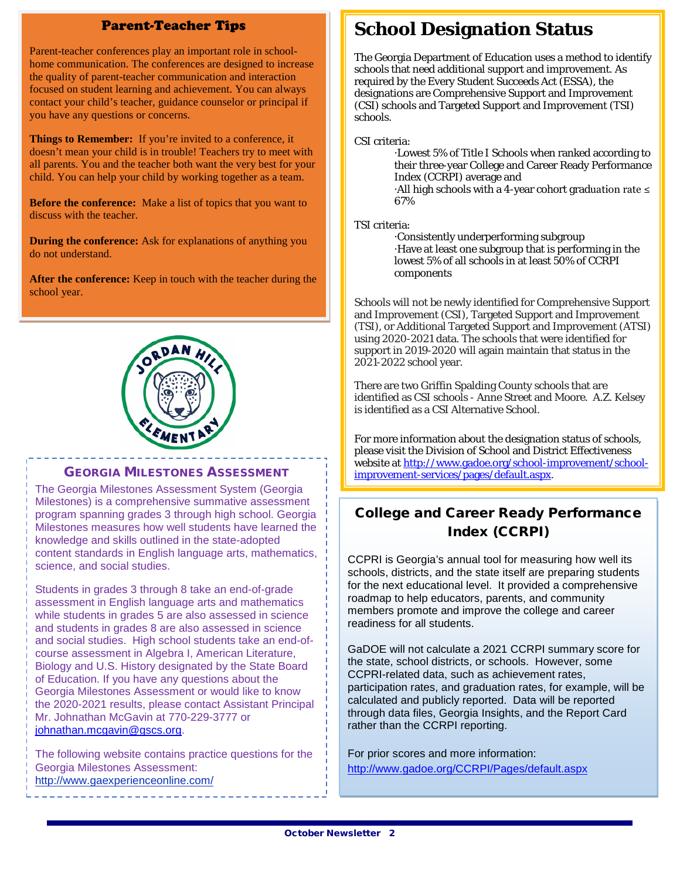## Parent-Teacher Tips

Parent-teacher conferences play an important role in school-home communication. The conferences are designed to increase the quality of parent-teacher communication and interaction focused on student learning and achievement. You can always contact your child's teacher, guidance counselor or principal if you have any questions or concerns.

**Things to Remember:** If you're invited to a conference, it doesn't mean your child is in trouble! Teachers try to meet with all parents. You and the teacher both want the very best for your child. You can help your child by working together as a team.

**Before the conference:** Make a list of topics that you want to discuss with the teacher.

**During the conference:** Ask for explanations of anything you do not understand.

**After the conference:** Keep in touch with the teacher during the school year.

JORDAN HILL ELEMENTARY

## GEORGIA MILESTONES ASSESSMENT

The Georgia Milestones Assessment System (Georgia Milestones) is a comprehensive summative assessment program spanning grades 3 through high school. Georgia Milestones measures how well students have learned the knowledge and skills outlined in the state-adopted content standards in English language arts, mathematics, science, and social studies.

Students in grades 3 through 8 take an end-of-grade assessment in English language arts and mathematics while students in grades 5 are also assessed in science and students in grades 8 are also assessed in science and social studies. High school students take an end-of-course assessment in Algebra I, American Literature, Biology and U.S. History designated by the State Board of Education. If you have any questions about the Georgia Milestones Assessment or would like to know the 2020-2021 results, please contact Assistant Principal Mr. Johnathan McGavin at 770-229-3777 or johnathan.mcgavin@gscs.org.

The following website contains practice questions for the Georgia Milestones Assessment: http://www.gaexperienceonline.com/

# School Designation Status

The Georgia Department of Education uses a method to identify schools that need additional support and improvement. As required by the Every Student Succeeds Act (ESSA), the designations are Comprehensive Support and Improvement (CSI) schools and Targeted Support and Improvement (TSI) schools.

CSI criteria:

- Lowest 5% of Title I Schools when ranked according to their three-year College and Career Ready Performance Index (CCRPI) average and
- All high schools with a 4-year cohort graduation rate ≤ 67%

TSI criteria:

- Consistently underperforming subgroup
- Have at least one subgroup that is performing in the lowest 5% of all schools in at least 50% of CCRPI components

Schools will not be newly identified for Comprehensive Support and Improvement (CSI), Targeted Support and Improvement (TSI), or Additional Targeted Support and Improvement (ATSI) using 2020-2021 data. The schools that were identified for support in 2019-2020 will again maintain that status in the 2021-2022 school year.

There are two Griffin Spalding County schools that are identified as CSI schools - Anne Street and Moore. A.Z. Kelsey is identified as a CSI Alternative School.

For more information about the designation status of schools, please visit the Division of School and District Effectiveness website at http://www.gadoe.org/school-improvement/school-improvement-services/pages/default.aspx.

## College and Career Ready Performance Index (CCRPI)

CCPRI is Georgia's annual tool for measuring how well its schools, districts, and the state itself are preparing students for the next educational level. It provided a comprehensive roadmap to help educators, parents, and community members promote and improve the college and career readiness for all students.

GaDOE will not calculate a 2021 CCRPI summary score for the state, school districts, or schools. However, some CCPRI-related data, such as achievement rates, participation rates, and graduation rates, for example, will be calculated and publicly reported. Data will be reported through data files, Georgia Insights, and the Report Card rather than the CCRPI reporting.

For prior scores and more information: http://www.gadoe.org/CCRPI/Pages/default.aspx